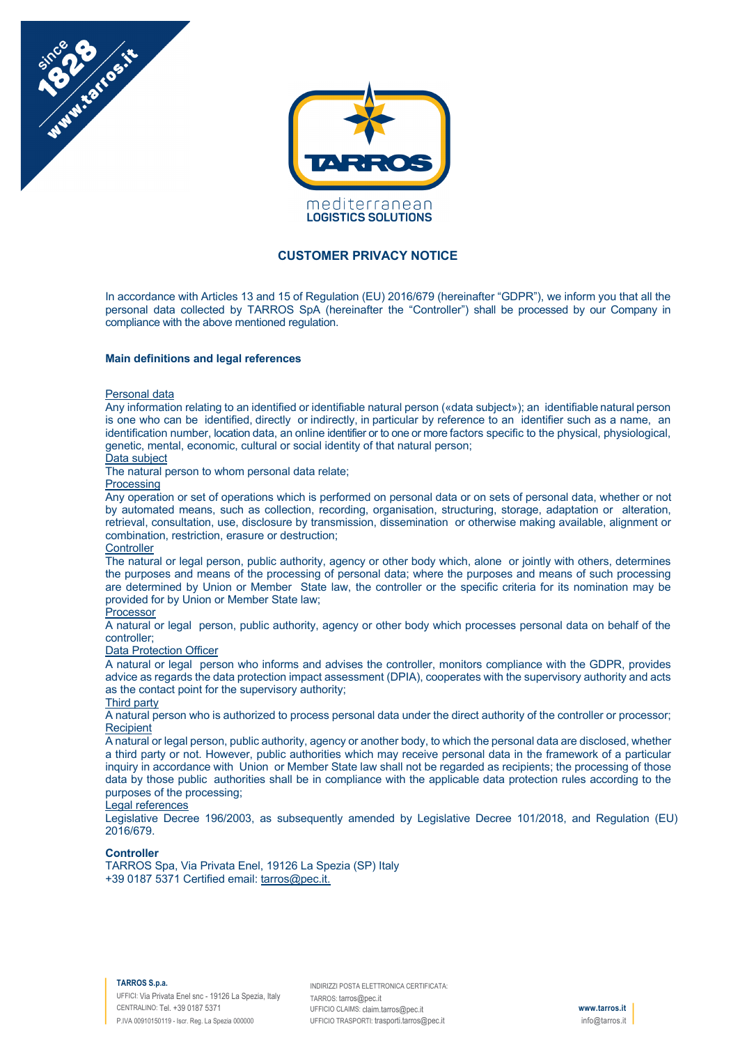# CUSTOMER PRIVACY NOTICE

In accordance with Articles 13 and 15 of Regulation (EU) 2016/679 (hereinafter "GDPR"), we inform you that all the personal data collected by TARROS SpA (hereinafter the "Controller") shall be processed by our Company in compliance with the above mentioned regulation.

## Main definitions and legal references

Personal data

Any information relating to an identified or identifiable natural person («data subject»); an identifiable natural person is one who can be identified, directly or indirectly, in particular by reference to an identifier such as a name, an identification number, location data, an online identifier or to one or more factors specific to the physical, physiological, genetic, mental, economic, cultural or social identity of that natural person;

Data subject

The natural person to whom personal data relate;

Processing

Any operation or set of operations which is performed on personal data or on sets of personal data, whether or not by automated means, such as collection, recording, organisation, structuring, storage, adaptation or alteration, retrieval, consultation, use, disclosure by transmission, dissemination or otherwise making available, alignment or combination, restriction, erasure or destruction;

Controller

The natural or legal person, public authority, agency or other body which, alone or jointly with others, determines the purposes and means of the processing of personal data; where the purposes and means of such processing are determined by Union or Member State law, the controller or the specific criteria for its nomination may be provided for by Union or Member State law;

Processor

A natural or legal person, public authority, agency or other body which processes personal data on behalf of the controller;

Data Protection Officer

A natural or legal person who informs and advises the controller, monitors compliance with the GDPR, provides advice as regards the data protection impact assessment (DPIA), cooperates with the supervisory authority and acts as the contact point for the supervisory authority;

Third party

A natural person who is authorized to process personal data under the direct authority of the controller or processor;

Recipient

A natural or legal person, public authority, agency or another body, to which the personal data are disclosed, whether a third party or not. However, public authorities which may receive personal data in the framework of a particular inquiry in accordance with Union or Member State law shall not be regarded as recipients; the processing of those data by those public authorities shall be in compliance with the applicable data protection rules according to the purposes of the processing;

Legal references

Legislative Decree 196/2003, as subsequently amended by Legislative Decree 101/2018, and Regulation (EU) 2016/679.

**Controller**

TARROS Spa, Via Privata Enel, 19126 La Spezia (SP) Italy
+39 0187 5371 Certified email: tarros@pec.it.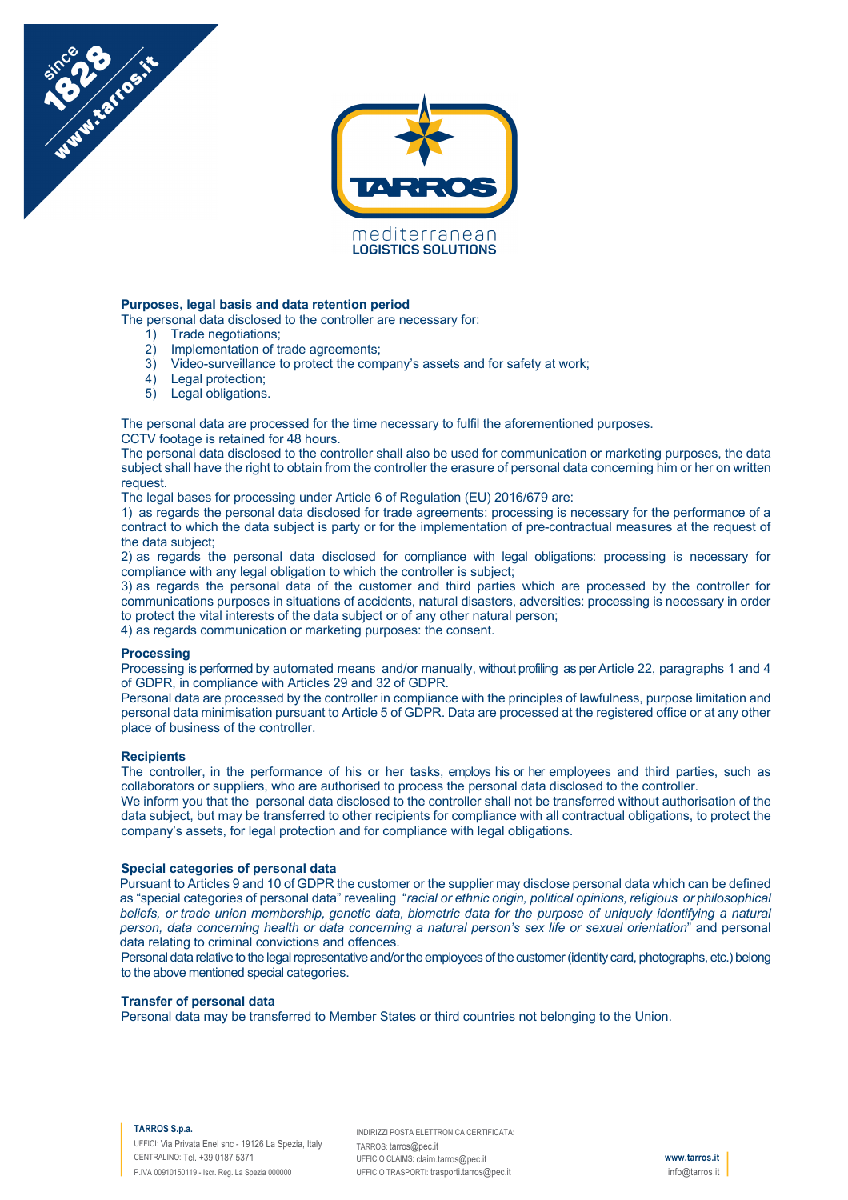## Purposes, legal basis and data retention period

The personal data disclosed to the controller are necessary for:

1) Trade negotiations;
2) Implementation of trade agreements;
3) Video-surveillance to protect the company's assets and for safety at work;
4) Legal protection;
5) Legal obligations.

The personal data are processed for the time necessary to fulfil the aforementioned purposes.
CCTV footage is retained for 48 hours.
The personal data disclosed to the controller shall also be used for communication or marketing purposes, the data subject shall have the right to obtain from the controller the erasure of personal data concerning him or her on written request.
The legal bases for processing under Article 6 of Regulation (EU) 2016/679 are:
1) as regards the personal data disclosed for trade agreements: processing is necessary for the performance of a contract to which the data subject is party or for the implementation of pre-contractual measures at the request of the data subject;
2) as regards the personal data disclosed for compliance with legal obligations: processing is necessary for compliance with any legal obligation to which the controller is subject;
3) as regards the personal data of the customer and third parties which are processed by the controller for communications purposes in situations of accidents, natural disasters, adversities: processing is necessary in order to protect the vital interests of the data subject or of any other natural person;
4) as regards communication or marketing purposes: the consent.

## Processing

Processing is performed by automated means and/or manually, without profiling as per Article 22, paragraphs 1 and 4 of GDPR, in compliance with Articles 29 and 32 of GDPR.
Personal data are processed by the controller in compliance with the principles of lawfulness, purpose limitation and personal data minimisation pursuant to Article 5 of GDPR. Data are processed at the registered office or at any other place of business of the controller.

## Recipients

The controller, in the performance of his or her tasks, employs his or her employees and third parties, such as collaborators or suppliers, who are authorised to process the personal data disclosed to the controller.
We inform you that the personal data disclosed to the controller shall not be transferred without authorisation of the data subject, but may be transferred to other recipients for compliance with all contractual obligations, to protect the company's assets, for legal protection and for compliance with legal obligations.

## Special categories of personal data

Pursuant to Articles 9 and 10 of GDPR the customer or the supplier may disclose personal data which can be defined as "special categories of personal data" revealing "*racial or ethnic origin, political opinions, religious or philosophical beliefs, or trade union membership, genetic data, biometric data for the purpose of uniquely identifying a natural person, data concerning health or data concerning a natural person's sex life or sexual orientation*" and personal data relating to criminal convictions and offences.
Personal data relative to the legal representative and/or the employees of the customer (identity card, photographs, etc.) belong to the above mentioned special categories.

## Transfer of personal data

Personal data may be transferred to Member States or third countries not belonging to the Union.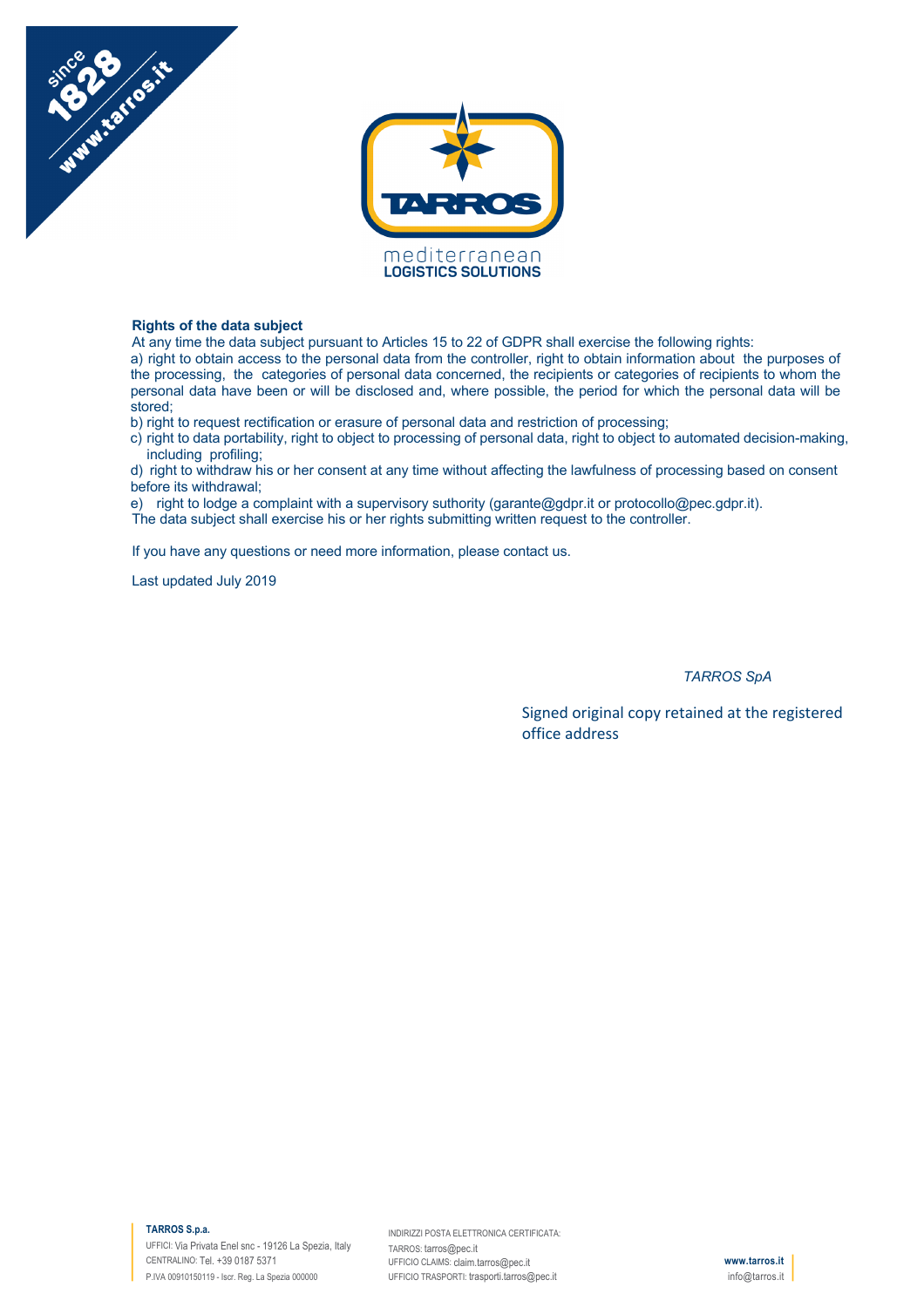**Rights of the data subject**

At any time the data subject pursuant to Articles 15 to 22 of GDPR shall exercise the following rights:

a) right to obtain access to the personal data from the controller, right to obtain information about the purposes of the processing, the categories of personal data concerned, the recipients or categories of recipients to whom the personal data have been or will be disclosed and, where possible, the period for which the personal data will be stored;

b) right to request rectification or erasure of personal data and restriction of processing;

c) right to data portability, right to object to processing of personal data, right to object to automated decision-making, including profiling;

d) right to withdraw his or her consent at any time without affecting the lawfulness of processing based on consent before its withdrawal;

e) right to lodge a complaint with a supervisory suthority (garante@gdpr.it or protocollo@pec.gdpr.it).

The data subject shall exercise his or her rights submitting written request to the controller.

If you have any questions or need more information, please contact us.

Last updated July 2019

*TARROS SpA*

Signed original copy retained at the registered office address